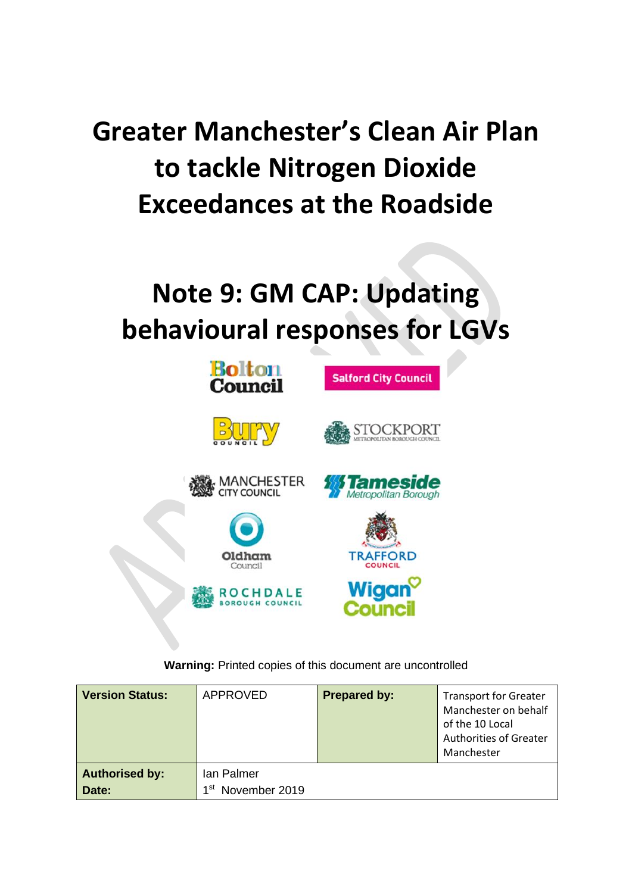# Greater Manchester's Clean Air Plan to tackle Nitrogen Dioxide Exceedances at the Roadside

# Note 9: GM CAP: Updating behavioural responses for LGVs

**Warning:** Printed copies of this document are uncontrolled

| **Version Status:** | APPROVED | **Prepared by:** | Transport for Greater Manchester on behalf of the 10 Local Authorities of Greater Manchester |
|---|---|---|---|
| **Authorised by:** | Ian Palmer | | |
| **Date:** | 1st November 2019 | | |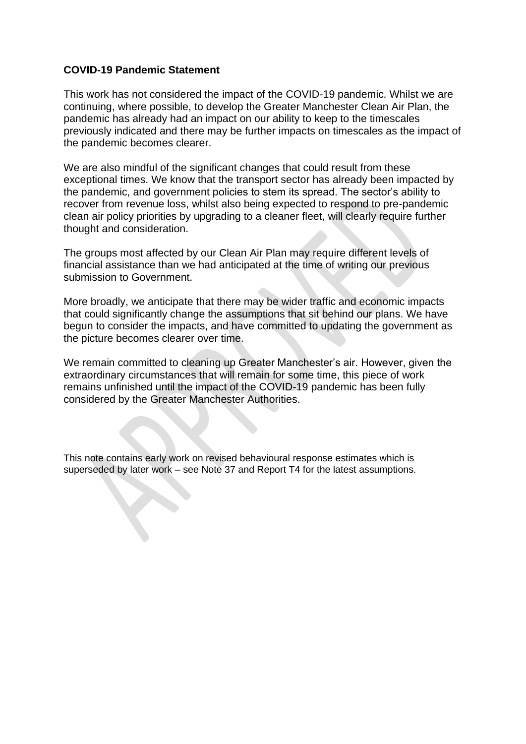**COVID-19 Pandemic Statement**

This work has not considered the impact of the COVID-19 pandemic. Whilst we are continuing, where possible, to develop the Greater Manchester Clean Air Plan, the pandemic has already had an impact on our ability to keep to the timescales previously indicated and there may be further impacts on timescales as the impact of the pandemic becomes clearer.

We are also mindful of the significant changes that could result from these exceptional times. We know that the transport sector has already been impacted by the pandemic, and government policies to stem its spread. The sector's ability to recover from revenue loss, whilst also being expected to respond to pre-pandemic clean air policy priorities by upgrading to a cleaner fleet, will clearly require further thought and consideration.

The groups most affected by our Clean Air Plan may require different levels of financial assistance than we had anticipated at the time of writing our previous submission to Government.

More broadly, we anticipate that there may be wider traffic and economic impacts that could significantly change the assumptions that sit behind our plans. We have begun to consider the impacts, and have committed to updating the government as the picture becomes clearer over time.

We remain committed to cleaning up Greater Manchester's air. However, given the extraordinary circumstances that will remain for some time, this piece of work remains unfinished until the impact of the COVID-19 pandemic has been fully considered by the Greater Manchester Authorities.

This note contains early work on revised behavioural response estimates which is superseded by later work – see Note 37 and Report T4 for the latest assumptions.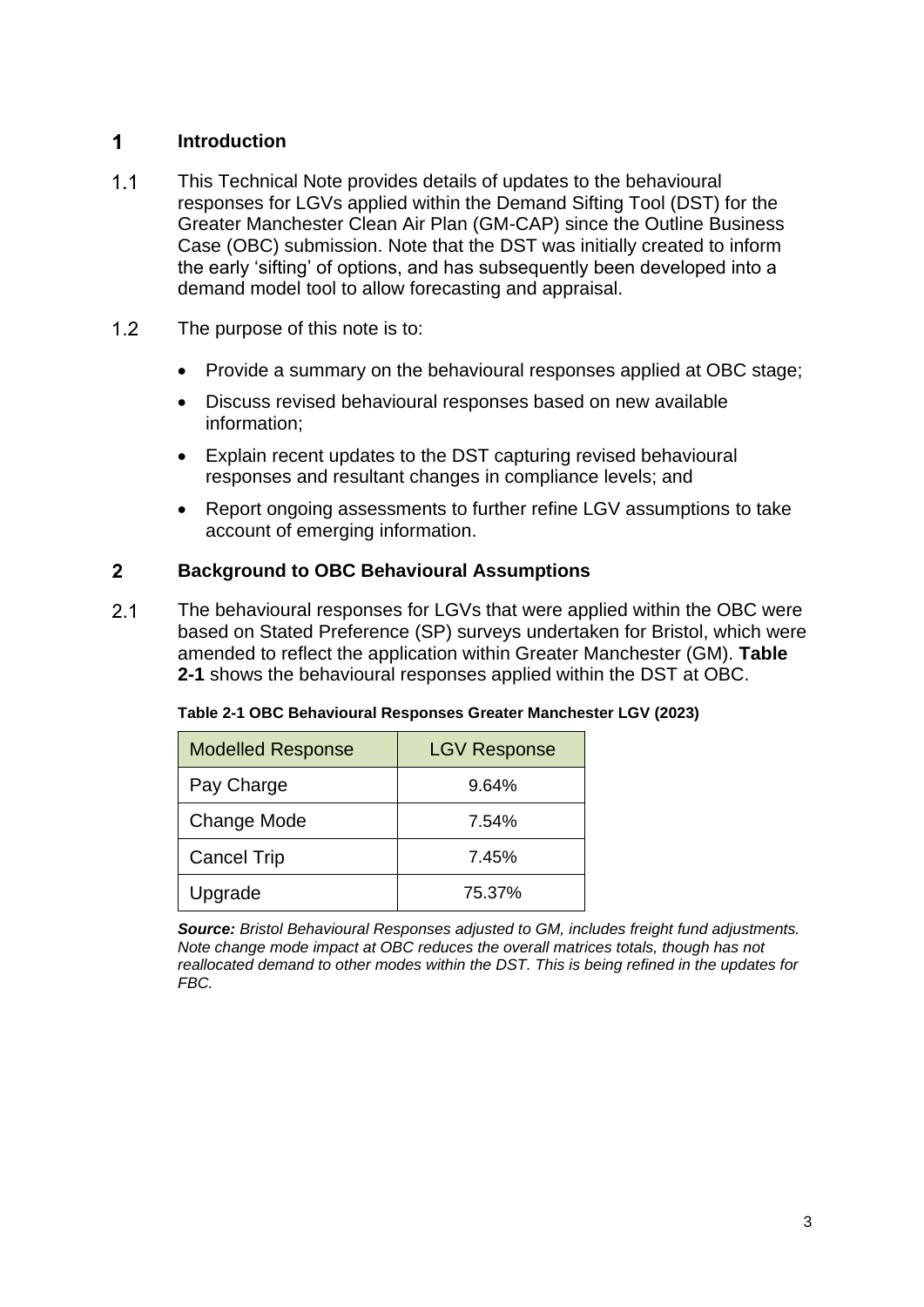## 1 Introduction

1.1 This Technical Note provides details of updates to the behavioural responses for LGVs applied within the Demand Sifting Tool (DST) for the Greater Manchester Clean Air Plan (GM-CAP) since the Outline Business Case (OBC) submission. Note that the DST was initially created to inform the early 'sifting' of options, and has subsequently been developed into a demand model tool to allow forecasting and appraisal.

1.2 The purpose of this note is to:

- Provide a summary on the behavioural responses applied at OBC stage;
- Discuss revised behavioural responses based on new available information;
- Explain recent updates to the DST capturing revised behavioural responses and resultant changes in compliance levels; and
- Report ongoing assessments to further refine LGV assumptions to take account of emerging information.

## 2 Background to OBC Behavioural Assumptions

2.1 The behavioural responses for LGVs that were applied within the OBC were based on Stated Preference (SP) surveys undertaken for Bristol, which were amended to reflect the application within Greater Manchester (GM). **Table 2-1** shows the behavioural responses applied within the DST at OBC.

**Table 2-1 OBC Behavioural Responses Greater Manchester LGV (2023)**

| Modelled Response | LGV Response |
|---|---|
| Pay Charge | 9.64% |
| Change Mode | 7.54% |
| Cancel Trip | 7.45% |
| Upgrade | 75.37% |

***Source:*** *Bristol Behavioural Responses adjusted to GM, includes freight fund adjustments. Note change mode impact at OBC reduces the overall matrices totals, though has not reallocated demand to other modes within the DST. This is being refined in the updates for FBC.*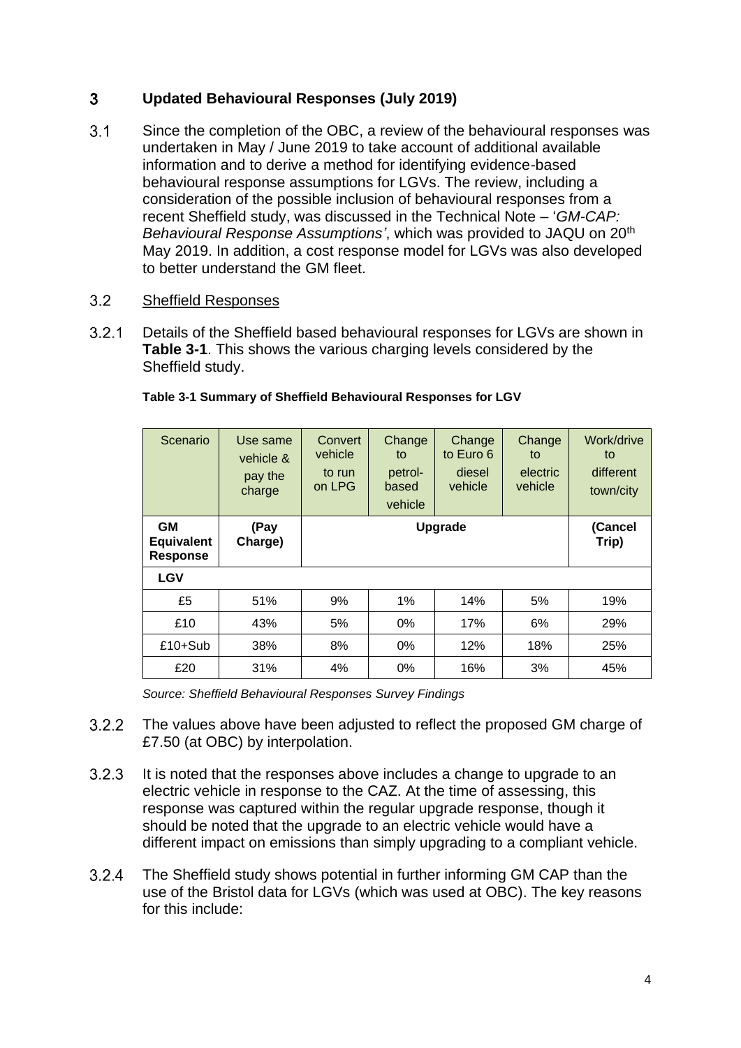## 3 Updated Behavioural Responses (July 2019)

3.1 Since the completion of the OBC, a review of the behavioural responses was undertaken in May / June 2019 to take account of additional available information and to derive a method for identifying evidence-based behavioural response assumptions for LGVs. The review, including a consideration of the possible inclusion of behavioural responses from a recent Sheffield study, was discussed in the Technical Note – '*GM-CAP: Behavioural Response Assumptions*', which was provided to JAQU on 20th May 2019. In addition, a cost response model for LGVs was also developed to better understand the GM fleet.

### 3.2 Sheffield Responses

3.2.1 Details of the Sheffield based behavioural responses for LGVs are shown in **Table 3-1**. This shows the various charging levels considered by the Sheffield study.

**Table 3-1 Summary of Sheffield Behavioural Responses for LGV**

| Scenario | Use same vehicle & pay the charge | Convert vehicle to run on LPG | Change to petrol-based vehicle | Change to Euro 6 diesel vehicle | Change to electric vehicle | Work/drive to different town/city |
|---|---|---|---|---|---|---|
| **GM Equivalent Response** | **(Pay Charge)** | **Upgrade** | | | | **(Cancel Trip)** |
| **LGV** | | | | | | |
| £5 | 51% | 9% | 1% | 14% | 5% | 19% |
| £10 | 43% | 5% | 0% | 17% | 6% | 29% |
| £10+Sub | 38% | 8% | 0% | 12% | 18% | 25% |
| £20 | 31% | 4% | 0% | 16% | 3% | 45% |

*Source: Sheffield Behavioural Responses Survey Findings*

3.2.2 The values above have been adjusted to reflect the proposed GM charge of £7.50 (at OBC) by interpolation.

3.2.3 It is noted that the responses above includes a change to upgrade to an electric vehicle in response to the CAZ. At the time of assessing, this response was captured within the regular upgrade response, though it should be noted that the upgrade to an electric vehicle would have a different impact on emissions than simply upgrading to a compliant vehicle.

3.2.4 The Sheffield study shows potential in further informing GM CAP than the use of the Bristol data for LGVs (which was used at OBC). The key reasons for this include: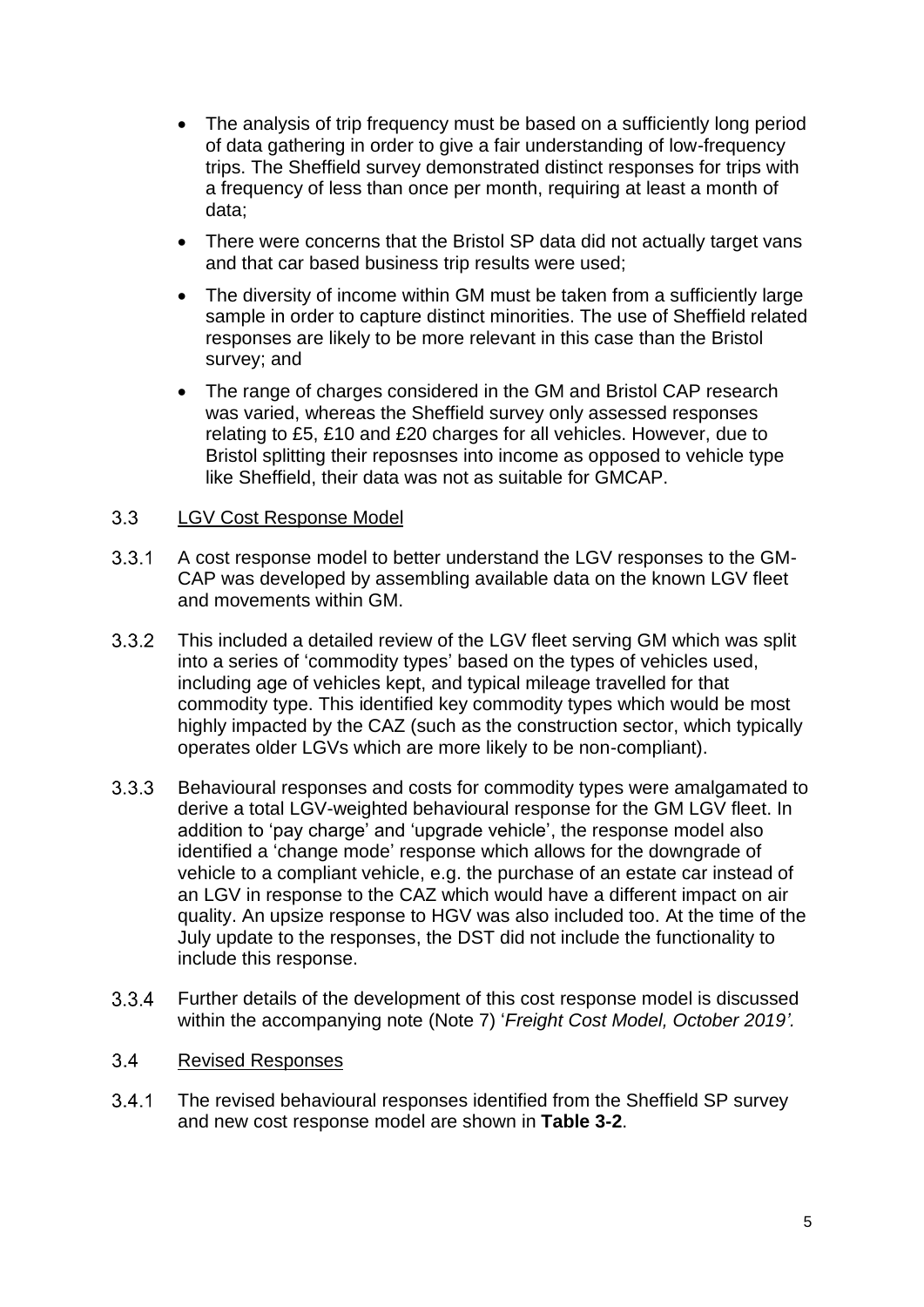- The analysis of trip frequency must be based on a sufficiently long period of data gathering in order to give a fair understanding of low-frequency trips. The Sheffield survey demonstrated distinct responses for trips with a frequency of less than once per month, requiring at least a month of data;
- There were concerns that the Bristol SP data did not actually target vans and that car based business trip results were used;
- The diversity of income within GM must be taken from a sufficiently large sample in order to capture distinct minorities. The use of Sheffield related responses are likely to be more relevant in this case than the Bristol survey; and
- The range of charges considered in the GM and Bristol CAP research was varied, whereas the Sheffield survey only assessed responses relating to £5, £10 and £20 charges for all vehicles. However, due to Bristol splitting their reposnses into income as opposed to vehicle type like Sheffield, their data was not as suitable for GMCAP.

## 3.3 LGV Cost Response Model

3.3.1 A cost response model to better understand the LGV responses to the GM-CAP was developed by assembling available data on the known LGV fleet and movements within GM.

3.3.2 This included a detailed review of the LGV fleet serving GM which was split into a series of 'commodity types' based on the types of vehicles used, including age of vehicles kept, and typical mileage travelled for that commodity type. This identified key commodity types which would be most highly impacted by the CAZ (such as the construction sector, which typically operates older LGVs which are more likely to be non-compliant).

3.3.3 Behavioural responses and costs for commodity types were amalgamated to derive a total LGV-weighted behavioural response for the GM LGV fleet. In addition to 'pay charge' and 'upgrade vehicle', the response model also identified a 'change mode' response which allows for the downgrade of vehicle to a compliant vehicle, e.g. the purchase of an estate car instead of an LGV in response to the CAZ which would have a different impact on air quality. An upsize response to HGV was also included too. At the time of the July update to the responses, the DST did not include the functionality to include this response.

3.3.4 Further details of the development of this cost response model is discussed within the accompanying note (Note 7) '*Freight Cost Model, October 2019'.*

## 3.4 Revised Responses

3.4.1 The revised behavioural responses identified from the Sheffield SP survey and new cost response model are shown in **Table 3-2**.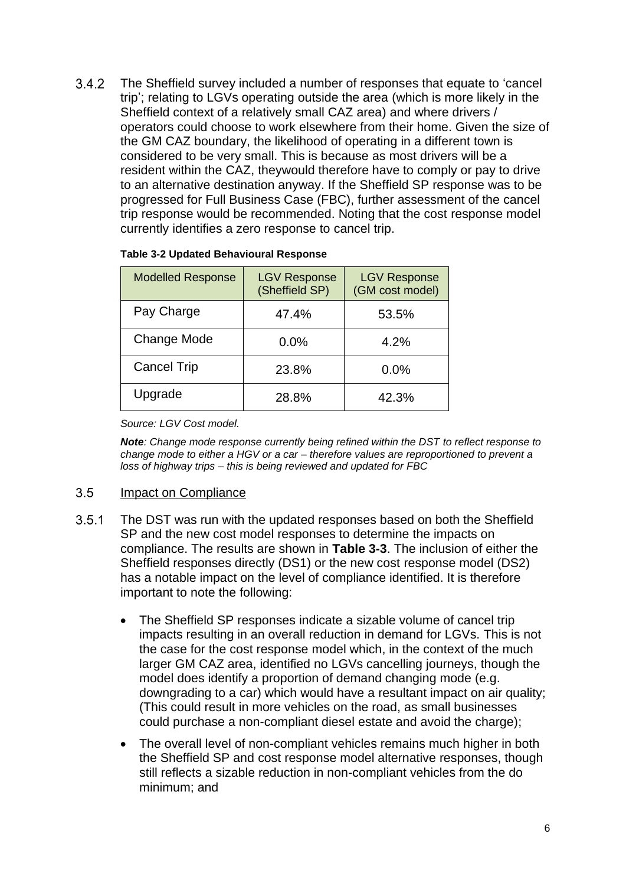3.4.2 The Sheffield survey included a number of responses that equate to 'cancel trip'; relating to LGVs operating outside the area (which is more likely in the Sheffield context of a relatively small CAZ area) and where drivers / operators could choose to work elsewhere from their home. Given the size of the GM CAZ boundary, the likelihood of operating in a different town is considered to be very small. This is because as most drivers will be a resident within the CAZ, theywould therefore have to comply or pay to drive to an alternative destination anyway. If the Sheffield SP response was to be progressed for Full Business Case (FBC), further assessment of the cancel trip response would be recommended. Noting that the cost response model currently identifies a zero response to cancel trip.

**Table 3-2 Updated Behavioural Response**

| Modelled Response | LGV Response (Sheffield SP) | LGV Response (GM cost model) |
|---|---|---|
| Pay Charge | 47.4% | 53.5% |
| Change Mode | 0.0% | 4.2% |
| Cancel Trip | 23.8% | 0.0% |
| Upgrade | 28.8% | 42.3% |

*Source: LGV Cost model.*

***Note**: Change mode response currently being refined within the DST to reflect response to change mode to either a HGV or a car – therefore values are reproportioned to prevent a loss of highway trips – this is being reviewed and updated for FBC*

## 3.5 Impact on Compliance

3.5.1 The DST was run with the updated responses based on both the Sheffield SP and the new cost model responses to determine the impacts on compliance. The results are shown in **Table 3-3**. The inclusion of either the Sheffield responses directly (DS1) or the new cost response model (DS2) has a notable impact on the level of compliance identified. It is therefore important to note the following:

- The Sheffield SP responses indicate a sizable volume of cancel trip impacts resulting in an overall reduction in demand for LGVs. This is not the case for the cost response model which, in the context of the much larger GM CAZ area, identified no LGVs cancelling journeys, though the model does identify a proportion of demand changing mode (e.g. downgrading to a car) which would have a resultant impact on air quality; (This could result in more vehicles on the road, as small businesses could purchase a non-compliant diesel estate and avoid the charge);
- The overall level of non-compliant vehicles remains much higher in both the Sheffield SP and cost response model alternative responses, though still reflects a sizable reduction in non-compliant vehicles from the do minimum; and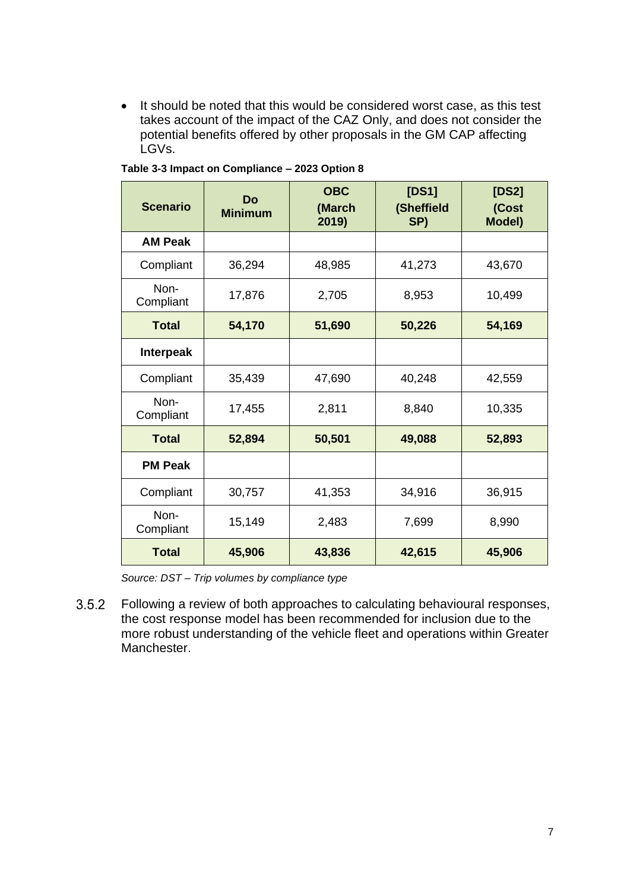- It should be noted that this would be considered worst case, as this test takes account of the impact of the CAZ Only, and does not consider the potential benefits offered by other proposals in the GM CAP affecting LGVs.

**Table 3-3 Impact on Compliance – 2023 Option 8**

| Scenario | Do Minimum | OBC (March 2019) | [DS1] (Sheffield SP) | [DS2] (Cost Model) |
|---|---|---|---|---|
| **AM Peak** | | | | |
| Compliant | 36,294 | 48,985 | 41,273 | 43,670 |
| Non-Compliant | 17,876 | 2,705 | 8,953 | 10,499 |
| **Total** | **54,170** | **51,690** | **50,226** | **54,169** |
| **Interpeak** | | | | |
| Compliant | 35,439 | 47,690 | 40,248 | 42,559 |
| Non-Compliant | 17,455 | 2,811 | 8,840 | 10,335 |
| **Total** | **52,894** | **50,501** | **49,088** | **52,893** |
| **PM Peak** | | | | |
| Compliant | 30,757 | 41,353 | 34,916 | 36,915 |
| Non-Compliant | 15,149 | 2,483 | 7,699 | 8,990 |
| **Total** | **45,906** | **43,836** | **42,615** | **45,906** |

*Source: DST – Trip volumes by compliance type*

3.5.2 Following a review of both approaches to calculating behavioural responses, the cost response model has been recommended for inclusion due to the more robust understanding of the vehicle fleet and operations within Greater Manchester.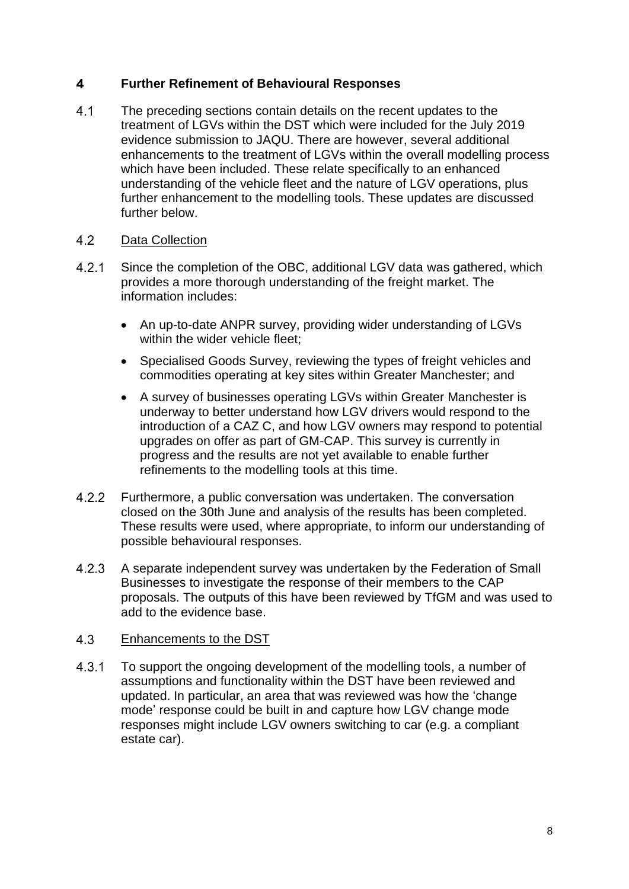# 4 Further Refinement of Behavioural Responses

4.1 The preceding sections contain details on the recent updates to the treatment of LGVs within the DST which were included for the July 2019 evidence submission to JAQU. There are however, several additional enhancements to the treatment of LGVs within the overall modelling process which have been included. These relate specifically to an enhanced understanding of the vehicle fleet and the nature of LGV operations, plus further enhancement to the modelling tools. These updates are discussed further below.

## 4.2 Data Collection

4.2.1 Since the completion of the OBC, additional LGV data was gathered, which provides a more thorough understanding of the freight market. The information includes:

- An up-to-date ANPR survey, providing wider understanding of LGVs within the wider vehicle fleet;
- Specialised Goods Survey, reviewing the types of freight vehicles and commodities operating at key sites within Greater Manchester; and
- A survey of businesses operating LGVs within Greater Manchester is underway to better understand how LGV drivers would respond to the introduction of a CAZ C, and how LGV owners may respond to potential upgrades on offer as part of GM-CAP. This survey is currently in progress and the results are not yet available to enable further refinements to the modelling tools at this time.

4.2.2 Furthermore, a public conversation was undertaken. The conversation closed on the 30th June and analysis of the results has been completed. These results were used, where appropriate, to inform our understanding of possible behavioural responses.

4.2.3 A separate independent survey was undertaken by the Federation of Small Businesses to investigate the response of their members to the CAP proposals. The outputs of this have been reviewed by TfGM and was used to add to the evidence base.

## 4.3 Enhancements to the DST

4.3.1 To support the ongoing development of the modelling tools, a number of assumptions and functionality within the DST have been reviewed and updated. In particular, an area that was reviewed was how the 'change mode' response could be built in and capture how LGV change mode responses might include LGV owners switching to car (e.g. a compliant estate car).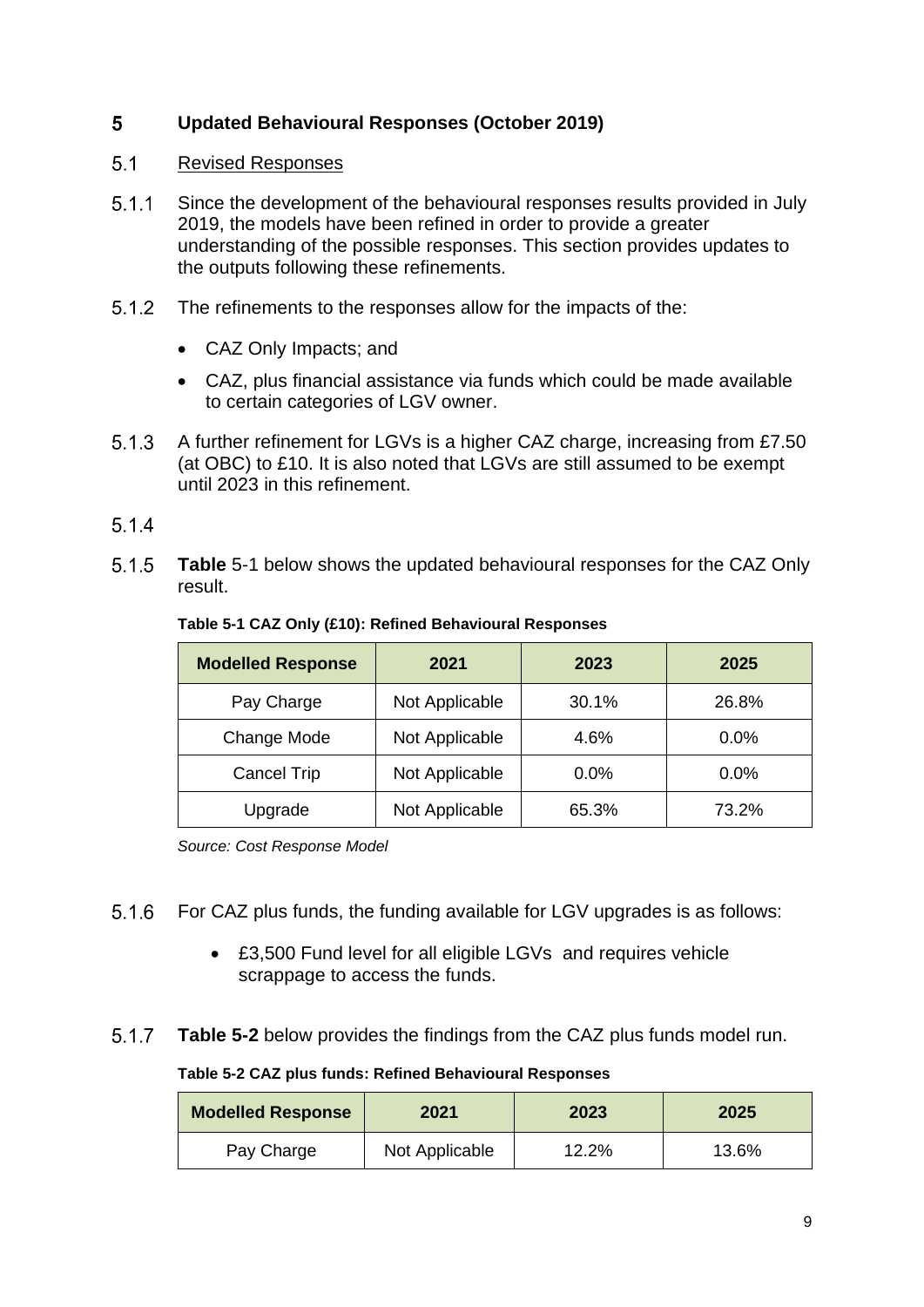# 5 Updated Behavioural Responses (October 2019)

## 5.1 Revised Responses

5.1.1 Since the development of the behavioural responses results provided in July 2019, the models have been refined in order to provide a greater understanding of the possible responses. This section provides updates to the outputs following these refinements.

5.1.2 The refinements to the responses allow for the impacts of the:

- CAZ Only Impacts; and
- CAZ, plus financial assistance via funds which could be made available to certain categories of LGV owner.

5.1.3 A further refinement for LGVs is a higher CAZ charge, increasing from £7.50 (at OBC) to £10. It is also noted that LGVs are still assumed to be exempt until 2023 in this refinement.

5.1.4

5.1.5 **Table** 5-1 below shows the updated behavioural responses for the CAZ Only result.

**Table 5-1 CAZ Only (£10): Refined Behavioural Responses**

| Modelled Response | 2021 | 2023 | 2025 |
|---|---|---|---|
| Pay Charge | Not Applicable | 30.1% | 26.8% |
| Change Mode | Not Applicable | 4.6% | 0.0% |
| Cancel Trip | Not Applicable | 0.0% | 0.0% |
| Upgrade | Not Applicable | 65.3% | 73.2% |

*Source: Cost Response Model*

5.1.6 For CAZ plus funds, the funding available for LGV upgrades is as follows:

- £3,500 Fund level for all eligible LGVs and requires vehicle scrappage to access the funds.

5.1.7 **Table 5-2** below provides the findings from the CAZ plus funds model run.

**Table 5-2 CAZ plus funds: Refined Behavioural Responses**

| Modelled Response | 2021 | 2023 | 2025 |
|---|---|---|---|
| Pay Charge | Not Applicable | 12.2% | 13.6% |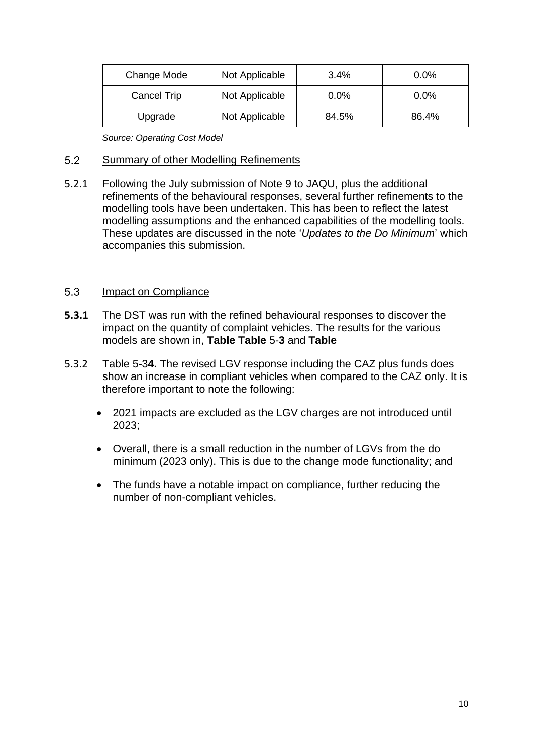| Change Mode | Not Applicable | 3.4% | 0.0% |
| --- | --- | --- | --- |
| Cancel Trip | Not Applicable | 0.0% | 0.0% |
| Upgrade | Not Applicable | 84.5% | 86.4% |

*Source: Operating Cost Model*

## 5.2 Summary of other Modelling Refinements

5.2.1 Following the July submission of Note 9 to JAQU, plus the additional refinements of the behavioural responses, several further refinements to the modelling tools have been undertaken. This has been to reflect the latest modelling assumptions and the enhanced capabilities of the modelling tools. These updates are discussed in the note '*Updates to the Do Minimum*' which accompanies this submission.

## 5.3 Impact on Compliance

**5.3.1** The DST was run with the refined behavioural responses to discover the impact on the quantity of complaint vehicles. The results for the various models are shown in, **Table Table** 5-**3** and **Table**

5.3.2 Table 5-3**4.** The revised LGV response including the CAZ plus funds does show an increase in compliant vehicles when compared to the CAZ only. It is therefore important to note the following:

- 2021 impacts are excluded as the LGV charges are not introduced until 2023;
- Overall, there is a small reduction in the number of LGVs from the do minimum (2023 only). This is due to the change mode functionality; and
- The funds have a notable impact on compliance, further reducing the number of non-compliant vehicles.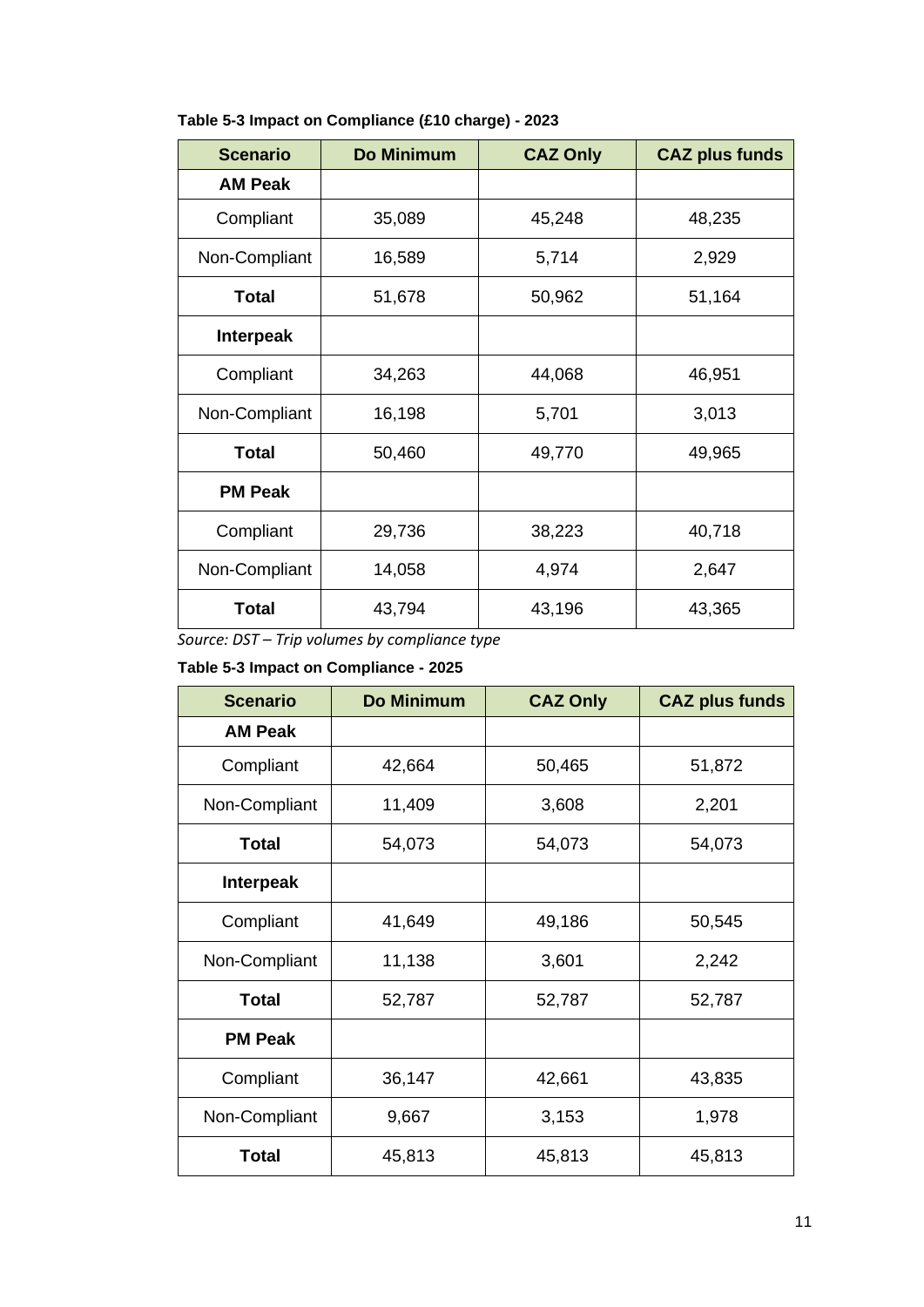**Table 5-3 Impact on Compliance (£10 charge) - 2023**

| Scenario | Do Minimum | CAZ Only | CAZ plus funds |
|---|---|---|---|
| **AM Peak** | | | |
| Compliant | 35,089 | 45,248 | 48,235 |
| Non-Compliant | 16,589 | 5,714 | 2,929 |
| **Total** | 51,678 | 50,962 | 51,164 |
| **Interpeak** | | | |
| Compliant | 34,263 | 44,068 | 46,951 |
| Non-Compliant | 16,198 | 5,701 | 3,013 |
| **Total** | 50,460 | 49,770 | 49,965 |
| **PM Peak** | | | |
| Compliant | 29,736 | 38,223 | 40,718 |
| Non-Compliant | 14,058 | 4,974 | 2,647 |
| **Total** | 43,794 | 43,196 | 43,365 |

*Source: DST – Trip volumes by compliance type*

**Table 5-3 Impact on Compliance - 2025**

| Scenario | Do Minimum | CAZ Only | CAZ plus funds |
|---|---|---|---|
| **AM Peak** | | | |
| Compliant | 42,664 | 50,465 | 51,872 |
| Non-Compliant | 11,409 | 3,608 | 2,201 |
| **Total** | 54,073 | 54,073 | 54,073 |
| **Interpeak** | | | |
| Compliant | 41,649 | 49,186 | 50,545 |
| Non-Compliant | 11,138 | 3,601 | 2,242 |
| **Total** | 52,787 | 52,787 | 52,787 |
| **PM Peak** | | | |
| Compliant | 36,147 | 42,661 | 43,835 |
| Non-Compliant | 9,667 | 3,153 | 1,978 |
| **Total** | 45,813 | 45,813 | 45,813 |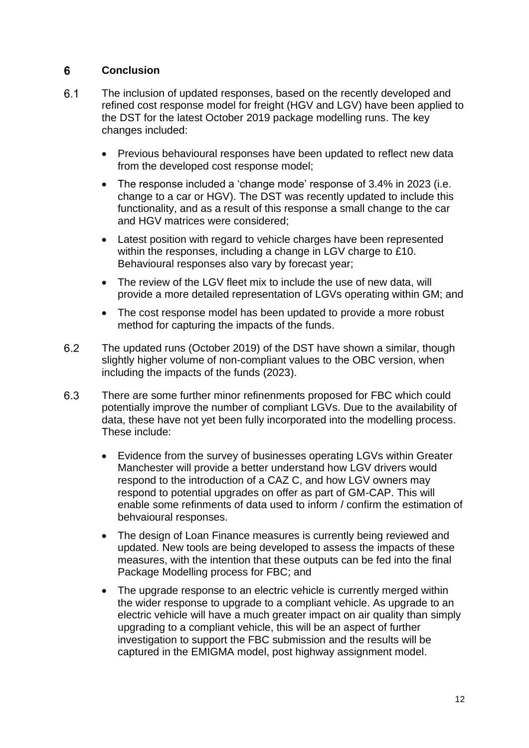## 6 Conclusion

6.1 The inclusion of updated responses, based on the recently developed and refined cost response model for freight (HGV and LGV) have been applied to the DST for the latest October 2019 package modelling runs. The key changes included:

- Previous behavioural responses have been updated to reflect new data from the developed cost response model;
- The response included a 'change mode' response of 3.4% in 2023 (i.e. change to a car or HGV). The DST was recently updated to include this functionality, and as a result of this response a small change to the car and HGV matrices were considered;
- Latest position with regard to vehicle charges have been represented within the responses, including a change in LGV charge to £10. Behavioural responses also vary by forecast year;
- The review of the LGV fleet mix to include the use of new data, will provide a more detailed representation of LGVs operating within GM; and
- The cost response model has been updated to provide a more robust method for capturing the impacts of the funds.

6.2 The updated runs (October 2019) of the DST have shown a similar, though slightly higher volume of non-compliant values to the OBC version, when including the impacts of the funds (2023).

6.3 There are some further minor refinenments proposed for FBC which could potentially improve the number of compliant LGVs. Due to the availability of data, these have not yet been fully incorporated into the modelling process. These include:

- Evidence from the survey of businesses operating LGVs within Greater Manchester will provide a better understand how LGV drivers would respond to the introduction of a CAZ C, and how LGV owners may respond to potential upgrades on offer as part of GM-CAP. This will enable some refinments of data used to inform / confirm the estimation of behvaioural responses.
- The design of Loan Finance measures is currently being reviewed and updated. New tools are being developed to assess the impacts of these measures, with the intention that these outputs can be fed into the final Package Modelling process for FBC; and
- The upgrade response to an electric vehicle is currently merged within the wider response to upgrade to a compliant vehicle. As upgrade to an electric vehicle will have a much greater impact on air quality than simply upgrading to a compliant vehicle, this will be an aspect of further investigation to support the FBC submission and the results will be captured in the EMIGMA model, post highway assignment model.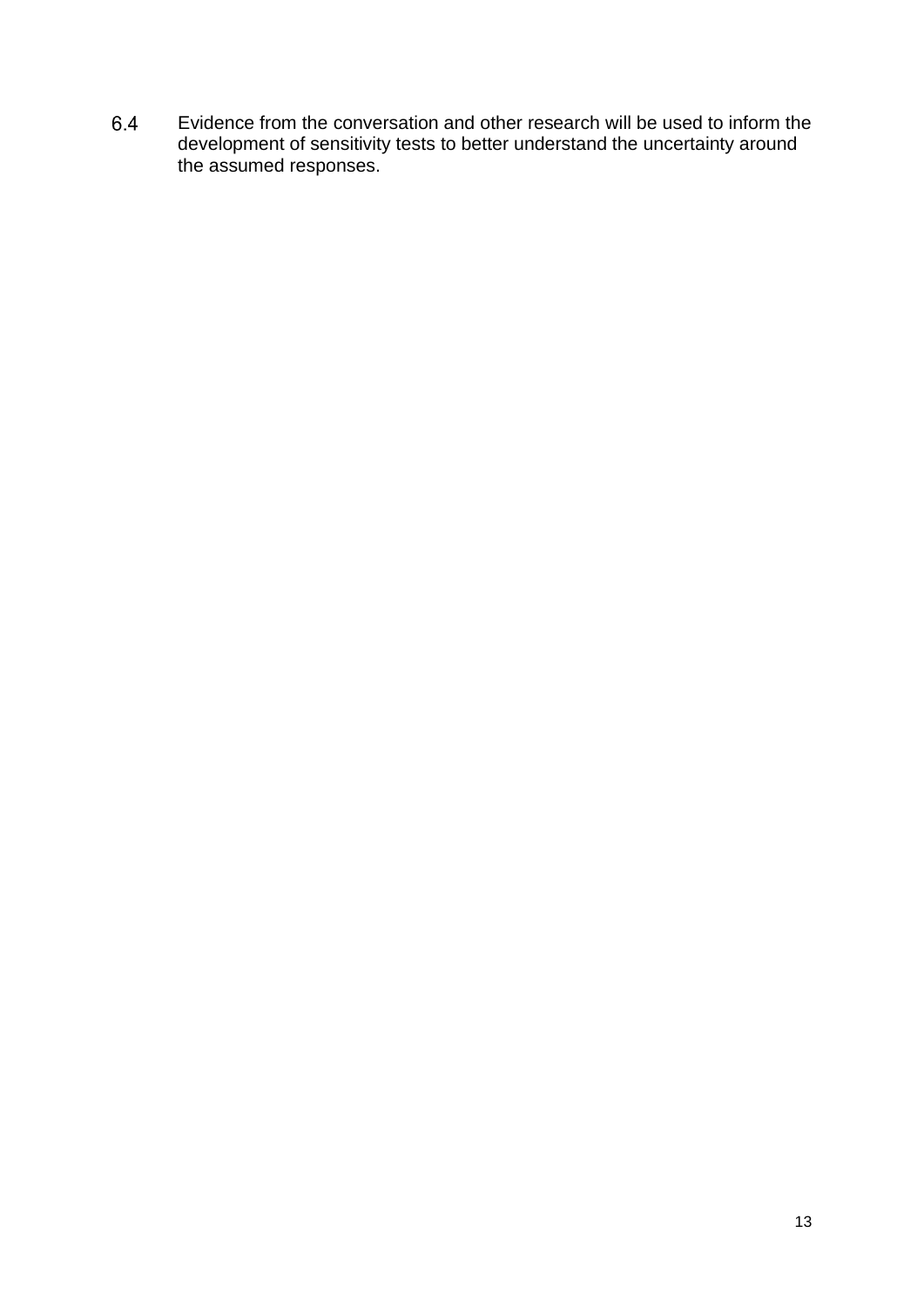6.4 Evidence from the conversation and other research will be used to inform the development of sensitivity tests to better understand the uncertainty around the assumed responses.